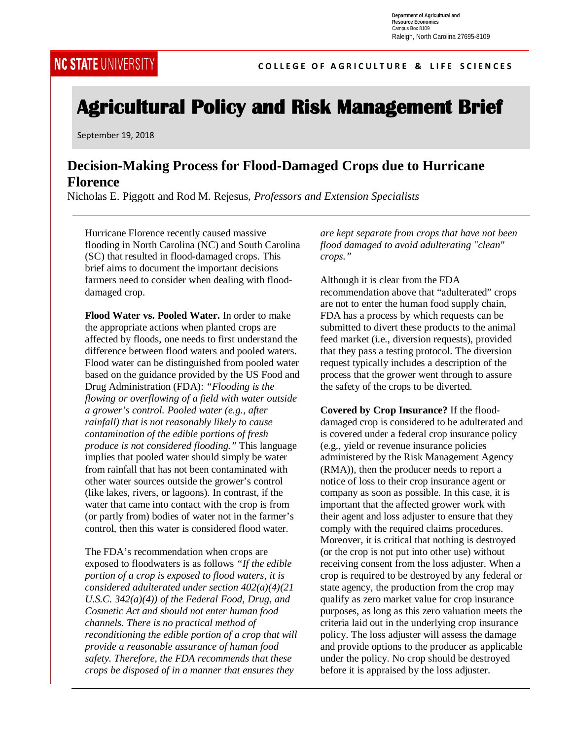Department of Agricultural and Resource Economics
Campus Box 8109
Raleigh, North Carolina 27695-8109

NC STATE UNIVERSITY

COLLEGE OF AGRICULTURE & LIFE SCIENCES

# Agricultural Policy and Risk Management Brief

September 19, 2018

## Decision-Making Process for Flood-Damaged Crops due to Hurricane Florence

Nicholas E. Piggott and Rod M. Rejesus, *Professors and Extension Specialists*

Hurricane Florence recently caused massive flooding in North Carolina (NC) and South Carolina (SC) that resulted in flood-damaged crops. This brief aims to document the important decisions farmers need to consider when dealing with flood-damaged crop.

**Flood Water vs. Pooled Water.** In order to make the appropriate actions when planted crops are affected by floods, one needs to first understand the difference between flood waters and pooled waters. Flood water can be distinguished from pooled water based on the guidance provided by the US Food and Drug Administration (FDA): *"Flooding is the flowing or overflowing of a field with water outside a grower's control. Pooled water (e.g., after rainfall) that is not reasonably likely to cause contamination of the edible portions of fresh produce is not considered flooding."* This language implies that pooled water should simply be water from rainfall that has not been contaminated with other water sources outside the grower's control (like lakes, rivers, or lagoons). In contrast, if the water that came into contact with the crop is from (or partly from) bodies of water not in the farmer's control, then this water is considered flood water.

The FDA's recommendation when crops are exposed to floodwaters is as follows *"If the edible portion of a crop is exposed to flood waters, it is considered adulterated under section 402(a)(4)(21 U.S.C. 342(a)(4)) of the Federal Food, Drug, and Cosmetic Act and should not enter human food channels. There is no practical method of reconditioning the edible portion of a crop that will provide a reasonable assurance of human food safety. Therefore, the FDA recommends that these crops be disposed of in a manner that ensures they are kept separate from crops that have not been flood damaged to avoid adulterating "clean" crops."*

Although it is clear from the FDA recommendation above that "adulterated" crops are not to enter the human food supply chain, FDA has a process by which requests can be submitted to divert these products to the animal feed market (i.e., diversion requests), provided that they pass a testing protocol. The diversion request typically includes a description of the process that the grower went through to assure the safety of the crops to be diverted.

**Covered by Crop Insurance?** If the flood-damaged crop is considered to be adulterated and is covered under a federal crop insurance policy (e.g., yield or revenue insurance policies administered by the Risk Management Agency (RMA)), then the producer needs to report a notice of loss to their crop insurance agent or company as soon as possible. In this case, it is important that the affected grower work with their agent and loss adjuster to ensure that they comply with the required claims procedures. Moreover, it is critical that nothing is destroyed (or the crop is not put into other use) without receiving consent from the loss adjuster. When a crop is required to be destroyed by any federal or state agency, the production from the crop may qualify as zero market value for crop insurance purposes, as long as this zero valuation meets the criteria laid out in the underlying crop insurance policy. The loss adjuster will assess the damage and provide options to the producer as applicable under the policy. No crop should be destroyed before it is appraised by the loss adjuster.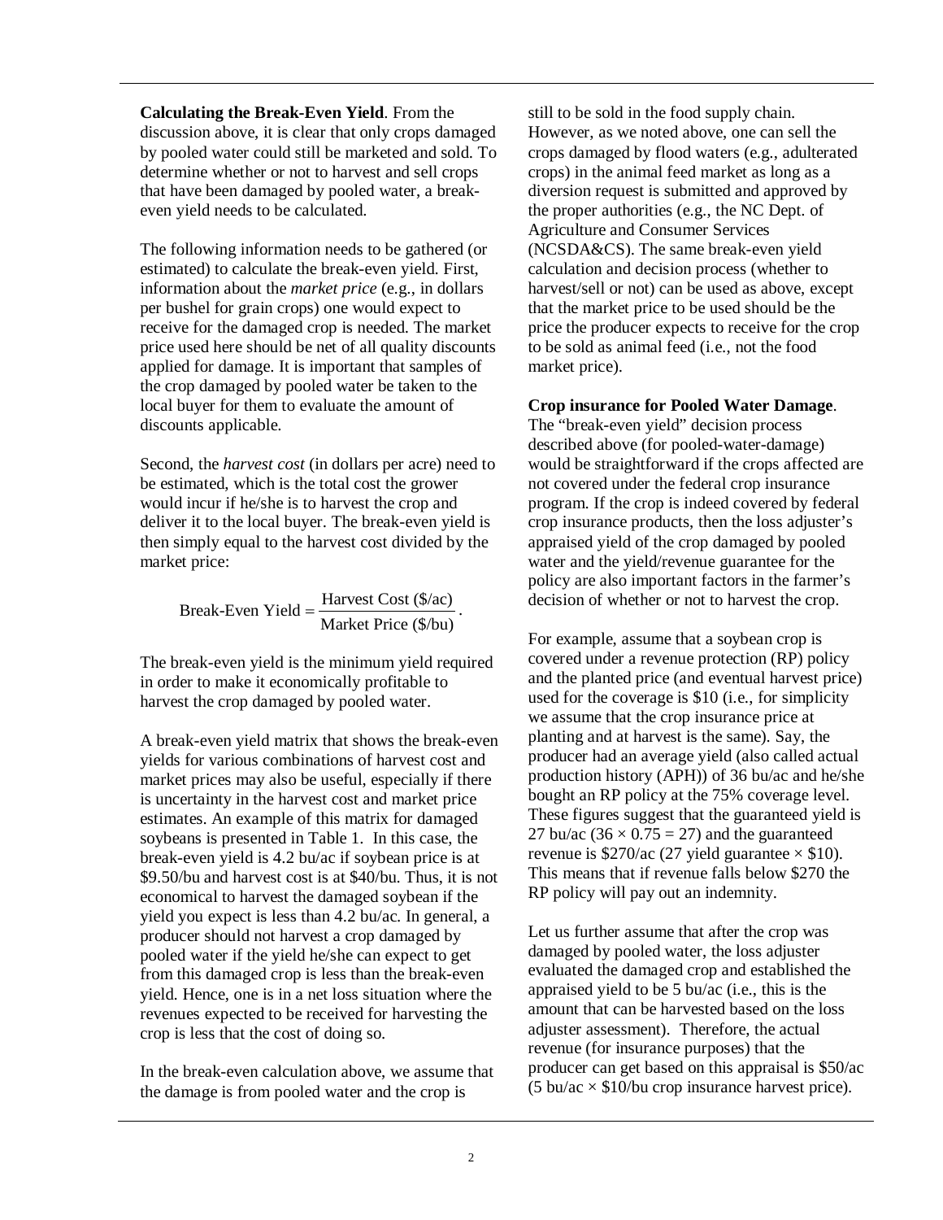**Calculating the Break-Even Yield**. From the discussion above, it is clear that only crops damaged by pooled water could still be marketed and sold. To determine whether or not to harvest and sell crops that have been damaged by pooled water, a break-even yield needs to be calculated.

The following information needs to be gathered (or estimated) to calculate the break-even yield. First, information about the *market price* (e.g., in dollars per bushel for grain crops) one would expect to receive for the damaged crop is needed. The market price used here should be net of all quality discounts applied for damage. It is important that samples of the crop damaged by pooled water be taken to the local buyer for them to evaluate the amount of discounts applicable.

Second, the *harvest cost* (in dollars per acre) need to be estimated, which is the total cost the grower would incur if he/she is to harvest the crop and deliver it to the local buyer. The break-even yield is then simply equal to the harvest cost divided by the market price:

$$\text{Break-Even Yield} = \frac{\text{Harvest Cost (\$/ac)}}{\text{Market Price (\$/bu)}}.$$

The break-even yield is the minimum yield required in order to make it economically profitable to harvest the crop damaged by pooled water.

A break-even yield matrix that shows the break-even yields for various combinations of harvest cost and market prices may also be useful, especially if there is uncertainty in the harvest cost and market price estimates. An example of this matrix for damaged soybeans is presented in Table 1. In this case, the break-even yield is 4.2 bu/ac if soybean price is at \$9.50/bu and harvest cost is at \$40/bu. Thus, it is not economical to harvest the damaged soybean if the yield you expect is less than 4.2 bu/ac. In general, a producer should not harvest a crop damaged by pooled water if the yield he/she can expect to get from this damaged crop is less than the break-even yield. Hence, one is in a net loss situation where the revenues expected to be received for harvesting the crop is less that the cost of doing so.

In the break-even calculation above, we assume that the damage is from pooled water and the crop is still to be sold in the food supply chain. However, as we noted above, one can sell the crops damaged by flood waters (e.g., adulterated crops) in the animal feed market as long as a diversion request is submitted and approved by the proper authorities (e.g., the NC Dept. of Agriculture and Consumer Services (NCSDA&CS). The same break-even yield calculation and decision process (whether to harvest/sell or not) can be used as above, except that the market price to be used should be the price the producer expects to receive for the crop to be sold as animal feed (i.e., not the food market price).

**Crop insurance for Pooled Water Damage**. The "break-even yield" decision process described above (for pooled-water-damage) would be straightforward if the crops affected are not covered under the federal crop insurance program. If the crop is indeed covered by federal crop insurance products, then the loss adjuster's appraised yield of the crop damaged by pooled water and the yield/revenue guarantee for the policy are also important factors in the farmer's decision of whether or not to harvest the crop.

For example, assume that a soybean crop is covered under a revenue protection (RP) policy and the planted price (and eventual harvest price) used for the coverage is \$10 (i.e., for simplicity we assume that the crop insurance price at planting and at harvest is the same). Say, the producer had an average yield (also called actual production history (APH)) of 36 bu/ac and he/she bought an RP policy at the 75% coverage level. These figures suggest that the guaranteed yield is 27 bu/ac ($36 \times 0.75 = 27$) and the guaranteed revenue is \$270/ac (27 yield guarantee × \$10). This means that if revenue falls below \$270 the RP policy will pay out an indemnity.

Let us further assume that after the crop was damaged by pooled water, the loss adjuster evaluated the damaged crop and established the appraised yield to be 5 bu/ac (i.e., this is the amount that can be harvested based on the loss adjuster assessment). Therefore, the actual revenue (for insurance purposes) that the producer can get based on this appraisal is \$50/ac (5 bu/ac × \$10/bu crop insurance harvest price).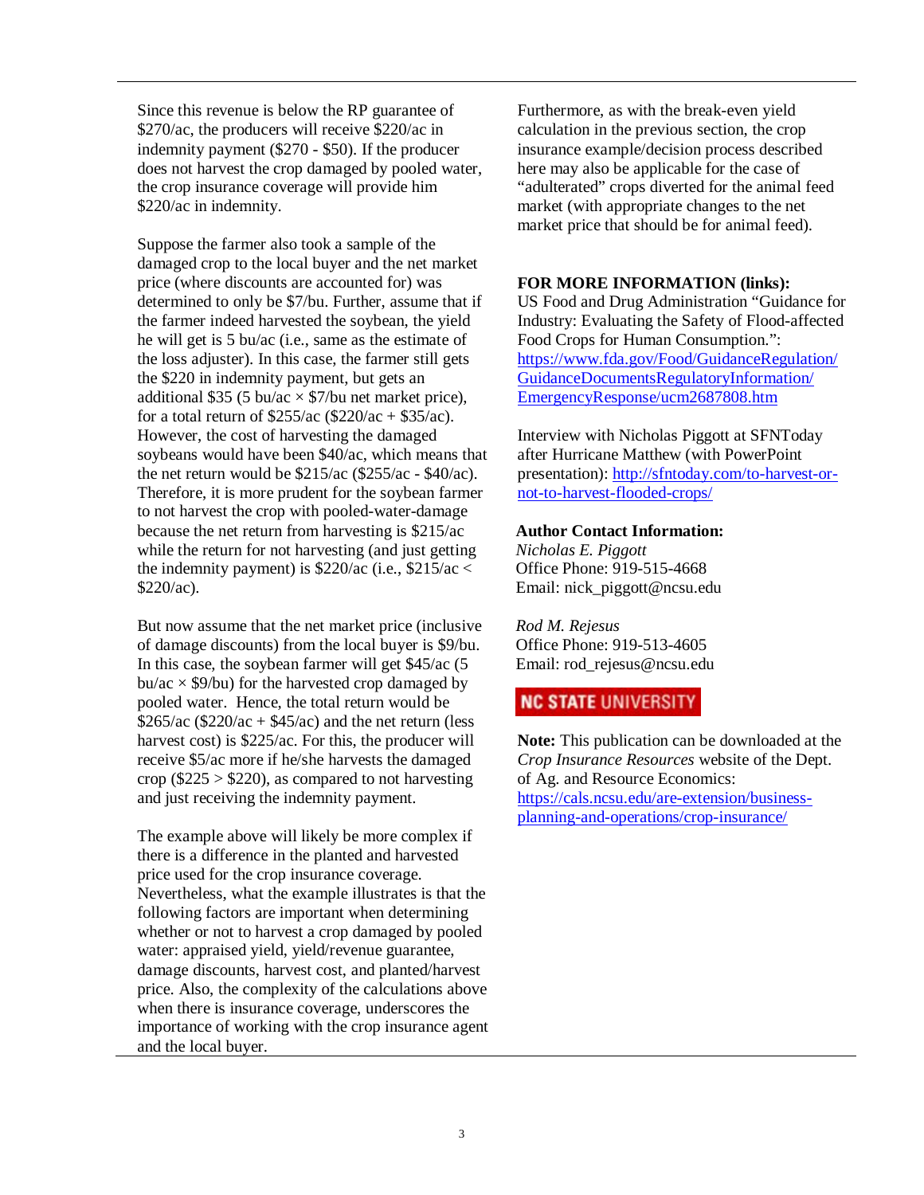Since this revenue is below the RP guarantee of \$270/ac, the producers will receive \$220/ac in indemnity payment (\$270 - \$50). If the producer does not harvest the crop damaged by pooled water, the crop insurance coverage will provide him \$220/ac in indemnity.

Suppose the farmer also took a sample of the damaged crop to the local buyer and the net market price (where discounts are accounted for) was determined to only be \$7/bu. Further, assume that if the farmer indeed harvested the soybean, the yield he will get is 5 bu/ac (i.e., same as the estimate of the loss adjuster). In this case, the farmer still gets the \$220 in indemnity payment, but gets an additional \$35 (5 bu/ac × \$7/bu net market price), for a total return of \$255/ac (\$220/ac + \$35/ac). However, the cost of harvesting the damaged soybeans would have been \$40/ac, which means that the net return would be \$215/ac (\$255/ac - \$40/ac). Therefore, it is more prudent for the soybean farmer to not harvest the crop with pooled-water-damage because the net return from harvesting is \$215/ac while the return for not harvesting (and just getting the indemnity payment) is \$220/ac (i.e., \$215/ac < \$220/ac).

But now assume that the net market price (inclusive of damage discounts) from the local buyer is \$9/bu. In this case, the soybean farmer will get \$45/ac (5 bu/ac × \$9/bu) for the harvested crop damaged by pooled water. Hence, the total return would be \$265/ac (\$220/ac + \$45/ac) and the net return (less harvest cost) is \$225/ac. For this, the producer will receive \$5/ac more if he/she harvests the damaged crop (\$225 > \$220), as compared to not harvesting and just receiving the indemnity payment.

The example above will likely be more complex if there is a difference in the planted and harvested price used for the crop insurance coverage. Nevertheless, what the example illustrates is that the following factors are important when determining whether or not to harvest a crop damaged by pooled water: appraised yield, yield/revenue guarantee, damage discounts, harvest cost, and planted/harvest price. Also, the complexity of the calculations above when there is insurance coverage, underscores the importance of working with the crop insurance agent and the local buyer.

Furthermore, as with the break-even yield calculation in the previous section, the crop insurance example/decision process described here may also be applicable for the case of "adulterated" crops diverted for the animal feed market (with appropriate changes to the net market price that should be for animal feed).

**FOR MORE INFORMATION (links):**

US Food and Drug Administration "Guidance for Industry: Evaluating the Safety of Flood-affected Food Crops for Human Consumption.": https://www.fda.gov/Food/GuidanceRegulation/GuidanceDocumentsRegulatoryInformation/EmergencyResponse/ucm2687808.htm

Interview with Nicholas Piggott at SFNToday after Hurricane Matthew (with PowerPoint presentation): http://sfntoday.com/to-harvest-or-not-to-harvest-flooded-crops/

**Author Contact Information:**

*Nicholas E. Piggott*
Office Phone: 919-515-4668
Email: nick_piggott@ncsu.edu

*Rod M. Rejesus*
Office Phone: 919-513-4605
Email: rod_rejesus@ncsu.edu

NC STATE UNIVERSITY

**Note:** This publication can be downloaded at the *Crop Insurance Resources* website of the Dept. of Ag. and Resource Economics: https://cals.ncsu.edu/are-extension/business-planning-and-operations/crop-insurance/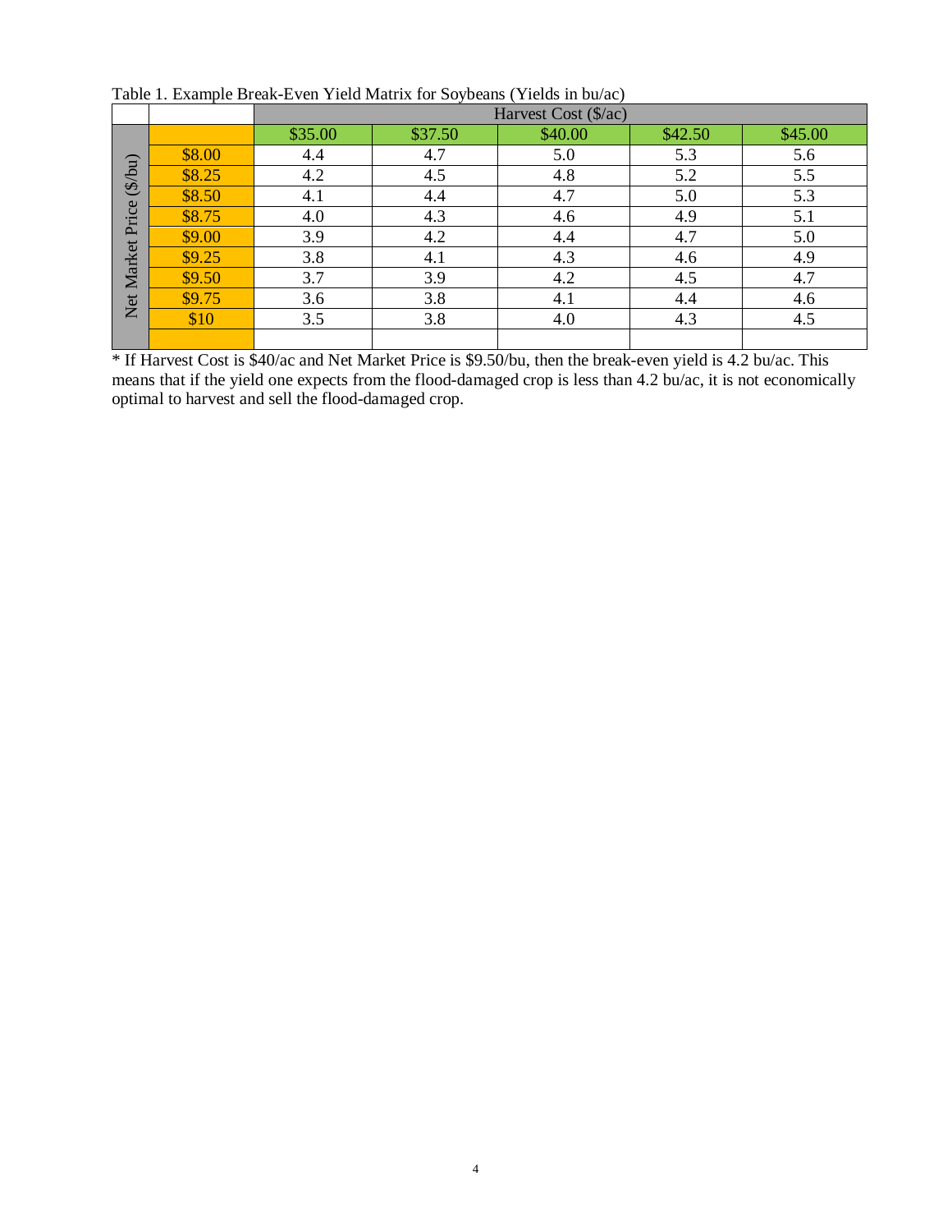Table 1. Example Break-Even Yield Matrix for Soybeans (Yields in bu/ac)

| | | Harvest Cost ($/ac) | | | | |
|---|---|---|---|---|---|---|
| | | $35.00 | $37.50 | $40.00 | $42.50 | $45.00 |
| Net Market Price ($/bu) | $8.00 | 4.4 | 4.7 | 5.0 | 5.3 | 5.6 |
| | $8.25 | 4.2 | 4.5 | 4.8 | 5.2 | 5.5 |
| | $8.50 | 4.1 | 4.4 | 4.7 | 5.0 | 5.3 |
| | $8.75 | 4.0 | 4.3 | 4.6 | 4.9 | 5.1 |
| | $9.00 | 3.9 | 4.2 | 4.4 | 4.7 | 5.0 |
| | $9.25 | 3.8 | 4.1 | 4.3 | 4.6 | 4.9 |
| | $9.50 | 3.7 | 3.9 | 4.2 | 4.5 | 4.7 |
| | $9.75 | 3.6 | 3.8 | 4.1 | 4.4 | 4.6 |
| | $10 | 3.5 | 3.8 | 4.0 | 4.3 | 4.5 |
| | | | | | | |

* If Harvest Cost is $40/ac and Net Market Price is $9.50/bu, then the break-even yield is 4.2 bu/ac. This means that if the yield one expects from the flood-damaged crop is less than 4.2 bu/ac, it is not economically optimal to harvest and sell the flood-damaged crop.